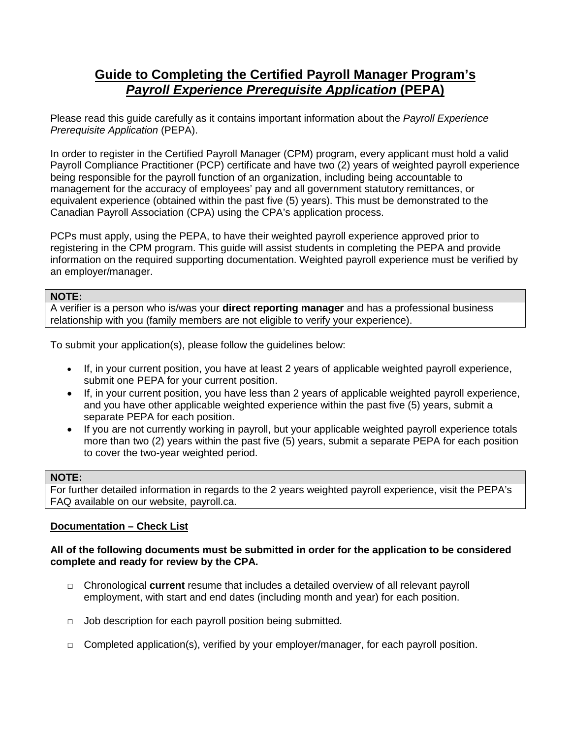# Guide to Completing the Certified Payroll Manager Program's *Payroll Experience Prerequisite Application* (PEPA)

Please read this guide carefully as it contains important information about the *Payroll Experience Prerequisite Application* (PEPA).

In order to register in the Certified Payroll Manager (CPM) program, every applicant must hold a valid Payroll Compliance Practitioner (PCP) certificate and have two (2) years of weighted payroll experience being responsible for the payroll function of an organization, including being accountable to management for the accuracy of employees' pay and all government statutory remittances, or equivalent experience (obtained within the past five (5) years). This must be demonstrated to the Canadian Payroll Association (CPA) using the CPA's application process.

PCPs must apply, using the PEPA, to have their weighted payroll experience approved prior to registering in the CPM program. This guide will assist students in completing the PEPA and provide information on the required supporting documentation. Weighted payroll experience must be verified by an employer/manager.

> **NOTE:**
> A verifier is a person who is/was your **direct reporting manager** and has a professional business relationship with you (family members are not eligible to verify your experience).

To submit your application(s), please follow the guidelines below:

- If, in your current position, you have at least 2 years of applicable weighted payroll experience, submit one PEPA for your current position.
- If, in your current position, you have less than 2 years of applicable weighted payroll experience, and you have other applicable weighted experience within the past five (5) years, submit a separate PEPA for each position.
- If you are not currently working in payroll, but your applicable weighted payroll experience totals more than two (2) years within the past five (5) years, submit a separate PEPA for each position to cover the two-year weighted period.

> **NOTE:**
> For further detailed information in regards to the 2 years weighted payroll experience, visit the PEPA's FAQ available on our website, payroll.ca.

**Documentation – Check List**

**All of the following documents must be submitted in order for the application to be considered complete and ready for review by the CPA.**

- ☐ Chronological **current** resume that includes a detailed overview of all relevant payroll employment, with start and end dates (including month and year) for each position.
- ☐ Job description for each payroll position being submitted.
- ☐ Completed application(s), verified by your employer/manager, for each payroll position.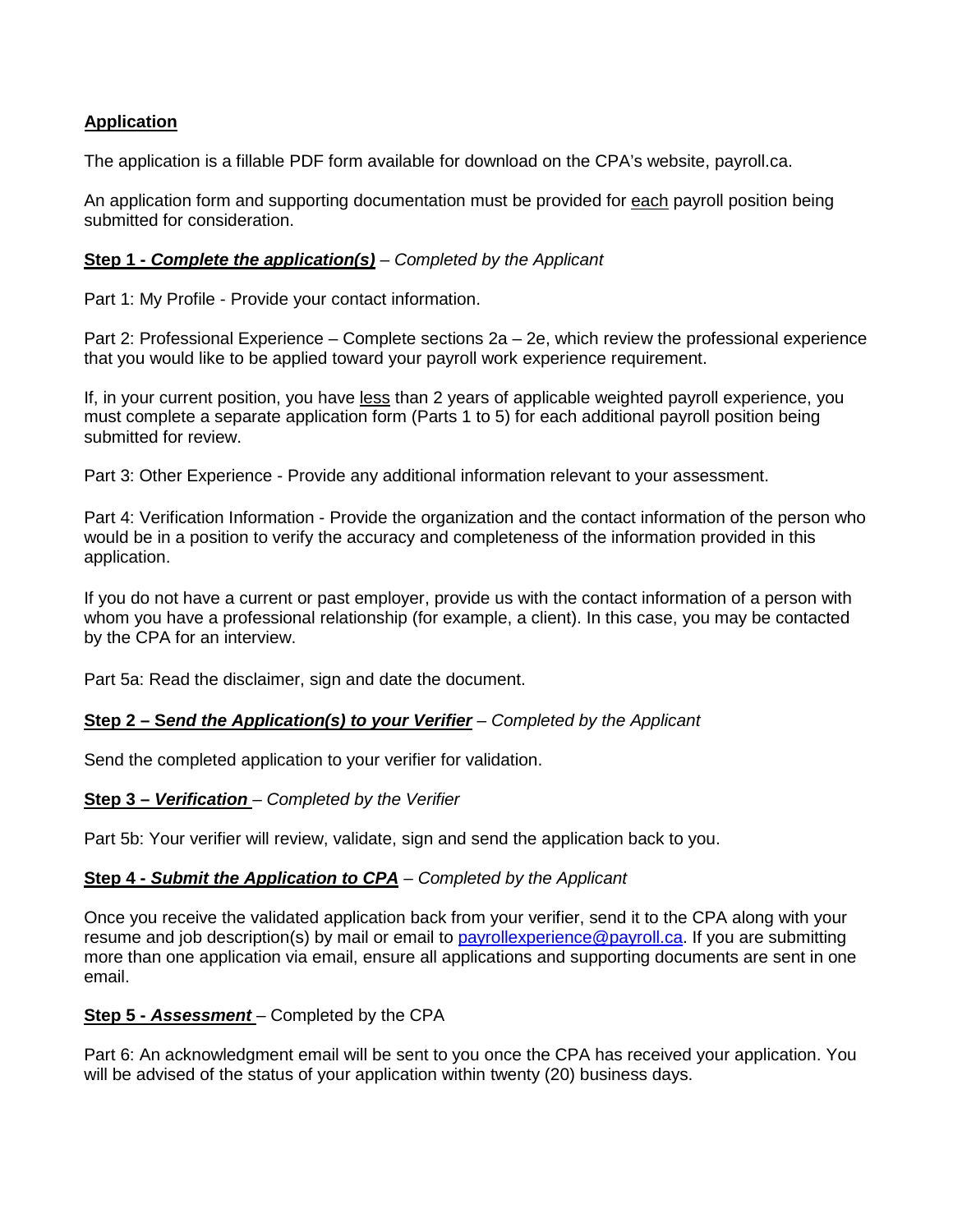## Application

The application is a fillable PDF form available for download on the CPA's website, payroll.ca.

An application form and supporting documentation must be provided for each payroll position being submitted for consideration.

**Step 1 - *Complete the application(s)*** – *Completed by the Applicant*

Part 1: My Profile - Provide your contact information.

Part 2: Professional Experience – Complete sections 2a – 2e, which review the professional experience that you would like to be applied toward your payroll work experience requirement.

If, in your current position, you have less than 2 years of applicable weighted payroll experience, you must complete a separate application form (Parts 1 to 5) for each additional payroll position being submitted for review.

Part 3: Other Experience - Provide any additional information relevant to your assessment.

Part 4: Verification Information - Provide the organization and the contact information of the person who would be in a position to verify the accuracy and completeness of the information provided in this application.

If you do not have a current or past employer, provide us with the contact information of a person with whom you have a professional relationship (for example, a client). In this case, you may be contacted by the CPA for an interview.

Part 5a: Read the disclaimer, sign and date the document.

**Step 2 – S*end the Application(s) to your Verifier*** – *Completed by the Applicant*

Send the completed application to your verifier for validation.

**Step 3 – *Verification*** – *Completed by the Verifier*

Part 5b: Your verifier will review, validate, sign and send the application back to you.

**Step 4 - *Submit the Application to CPA*** – *Completed by the Applicant*

Once you receive the validated application back from your verifier, send it to the CPA along with your resume and job description(s) by mail or email to payrollexperience@payroll.ca. If you are submitting more than one application via email, ensure all applications and supporting documents are sent in one email.

**Step 5 - *Assessment*** – Completed by the CPA

Part 6: An acknowledgment email will be sent to you once the CPA has received your application. You will be advised of the status of your application within twenty (20) business days.